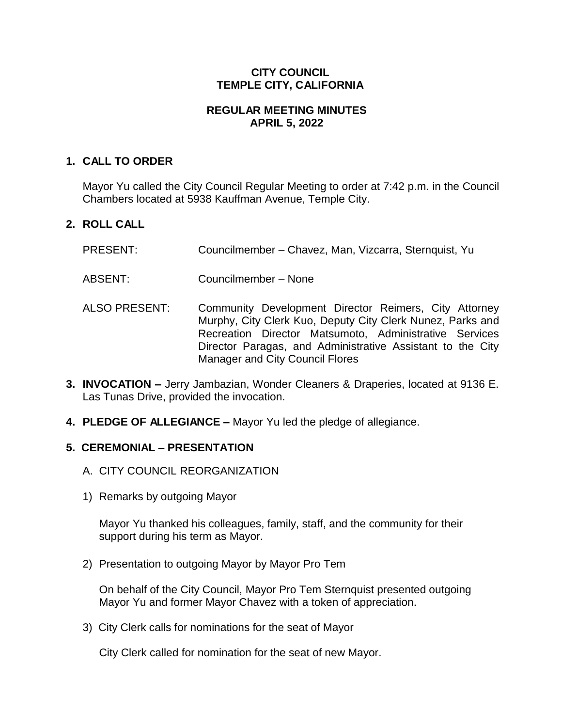# CITY COUNCIL
# TEMPLE CITY, CALIFORNIA

## REGULAR MEETING MINUTES
## APRIL 5, 2022

**1. CALL TO ORDER**

Mayor Yu called the City Council Regular Meeting to order at 7:42 p.m. in the Council Chambers located at 5938 Kauffman Avenue, Temple City.

**2. ROLL CALL**

PRESENT: Councilmember – Chavez, Man, Vizcarra, Sternquist, Yu

ABSENT: Councilmember – None

ALSO PRESENT: Community Development Director Reimers, City Attorney Murphy, City Clerk Kuo, Deputy City Clerk Nunez, Parks and Recreation Director Matsumoto, Administrative Services Director Paragas, and Administrative Assistant to the City Manager and City Council Flores

**3. INVOCATION –** Jerry Jambazian, Wonder Cleaners & Draperies, located at 9136 E. Las Tunas Drive, provided the invocation.

**4. PLEDGE OF ALLEGIANCE –** Mayor Yu led the pledge of allegiance.

**5. CEREMONIAL – PRESENTATION**

A. CITY COUNCIL REORGANIZATION

1) Remarks by outgoing Mayor

Mayor Yu thanked his colleagues, family, staff, and the community for their support during his term as Mayor.

2) Presentation to outgoing Mayor by Mayor Pro Tem

On behalf of the City Council, Mayor Pro Tem Sternquist presented outgoing Mayor Yu and former Mayor Chavez with a token of appreciation.

3) City Clerk calls for nominations for the seat of Mayor

City Clerk called for nomination for the seat of new Mayor.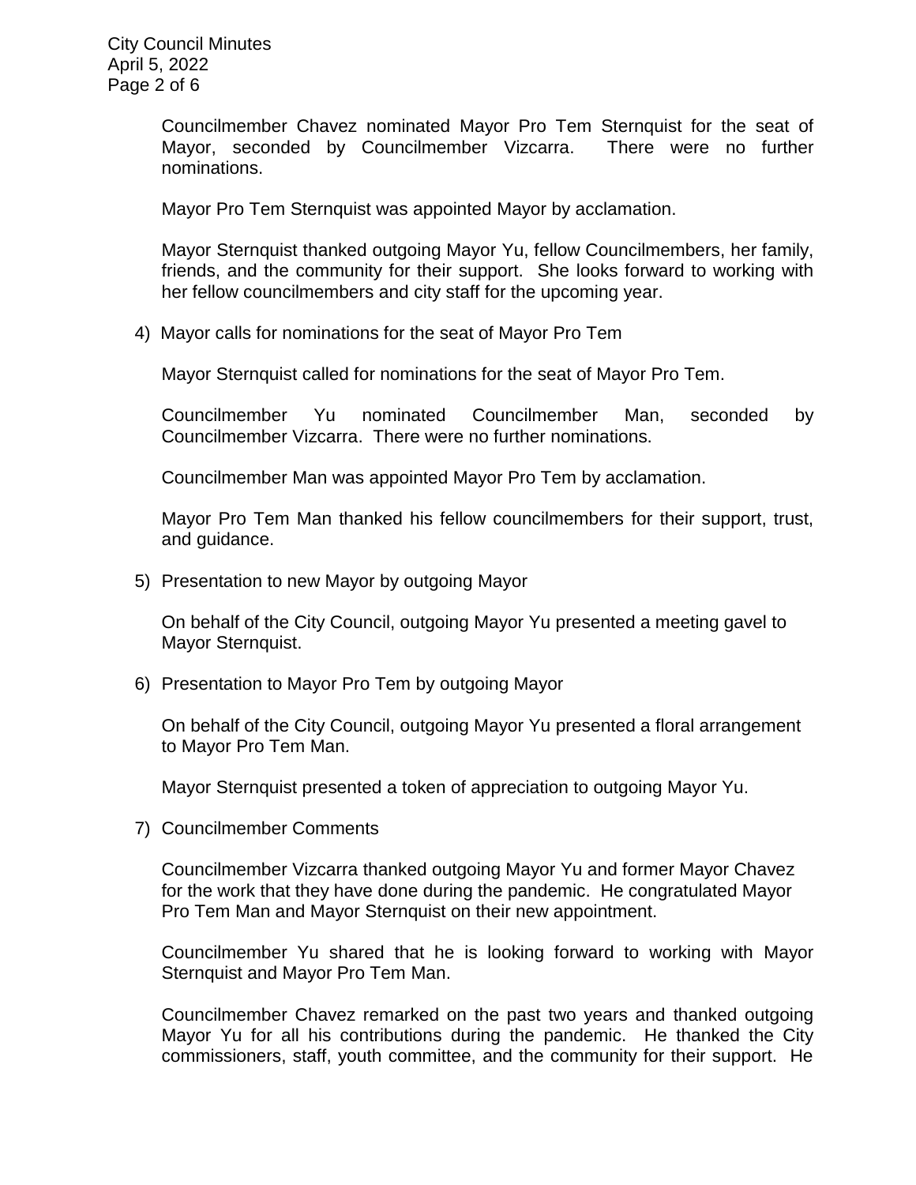Councilmember Chavez nominated Mayor Pro Tem Sternquist for the seat of Mayor, seconded by Councilmember Vizcarra. There were no further nominations.

Mayor Pro Tem Sternquist was appointed Mayor by acclamation.

Mayor Sternquist thanked outgoing Mayor Yu, fellow Councilmembers, her family, friends, and the community for their support. She looks forward to working with her fellow councilmembers and city staff for the upcoming year.

4) Mayor calls for nominations for the seat of Mayor Pro Tem

Mayor Sternquist called for nominations for the seat of Mayor Pro Tem.

Councilmember Yu nominated Councilmember Man, seconded by Councilmember Vizcarra. There were no further nominations.

Councilmember Man was appointed Mayor Pro Tem by acclamation.

Mayor Pro Tem Man thanked his fellow councilmembers for their support, trust, and guidance.

5) Presentation to new Mayor by outgoing Mayor

On behalf of the City Council, outgoing Mayor Yu presented a meeting gavel to Mayor Sternquist.

6) Presentation to Mayor Pro Tem by outgoing Mayor

On behalf of the City Council, outgoing Mayor Yu presented a floral arrangement to Mayor Pro Tem Man.

Mayor Sternquist presented a token of appreciation to outgoing Mayor Yu.

7) Councilmember Comments

Councilmember Vizcarra thanked outgoing Mayor Yu and former Mayor Chavez for the work that they have done during the pandemic. He congratulated Mayor Pro Tem Man and Mayor Sternquist on their new appointment.

Councilmember Yu shared that he is looking forward to working with Mayor Sternquist and Mayor Pro Tem Man.

Councilmember Chavez remarked on the past two years and thanked outgoing Mayor Yu for all his contributions during the pandemic. He thanked the City commissioners, staff, youth committee, and the community for their support. He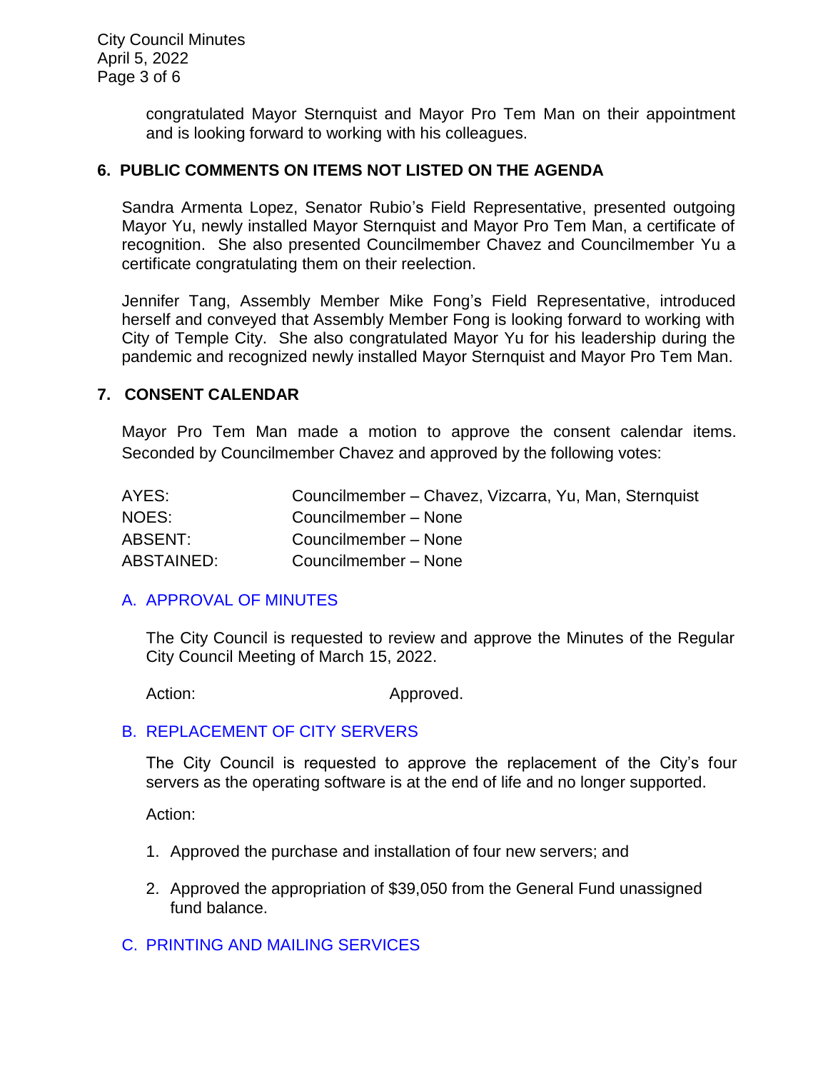congratulated Mayor Sternquist and Mayor Pro Tem Man on their appointment and is looking forward to working with his colleagues.

## 6. PUBLIC COMMENTS ON ITEMS NOT LISTED ON THE AGENDA

Sandra Armenta Lopez, Senator Rubio's Field Representative, presented outgoing Mayor Yu, newly installed Mayor Sternquist and Mayor Pro Tem Man, a certificate of recognition. She also presented Councilmember Chavez and Councilmember Yu a certificate congratulating them on their reelection.

Jennifer Tang, Assembly Member Mike Fong's Field Representative, introduced herself and conveyed that Assembly Member Fong is looking forward to working with City of Temple City. She also congratulated Mayor Yu for his leadership during the pandemic and recognized newly installed Mayor Sternquist and Mayor Pro Tem Man.

## 7. CONSENT CALENDAR

Mayor Pro Tem Man made a motion to approve the consent calendar items. Seconded by Councilmember Chavez and approved by the following votes:

| | |
|---|---|
| AYES: | Councilmember – Chavez, Vizcarra, Yu, Man, Sternquist |
| NOES: | Councilmember – None |
| ABSENT: | Councilmember – None |
| ABSTAINED: | Councilmember – None |

### A. APPROVAL OF MINUTES

The City Council is requested to review and approve the Minutes of the Regular City Council Meeting of March 15, 2022.

Action: Approved.

### B. REPLACEMENT OF CITY SERVERS

The City Council is requested to approve the replacement of the City's four servers as the operating software is at the end of life and no longer supported.

Action:

1. Approved the purchase and installation of four new servers; and

2. Approved the appropriation of $39,050 from the General Fund unassigned fund balance.

### C. PRINTING AND MAILING SERVICES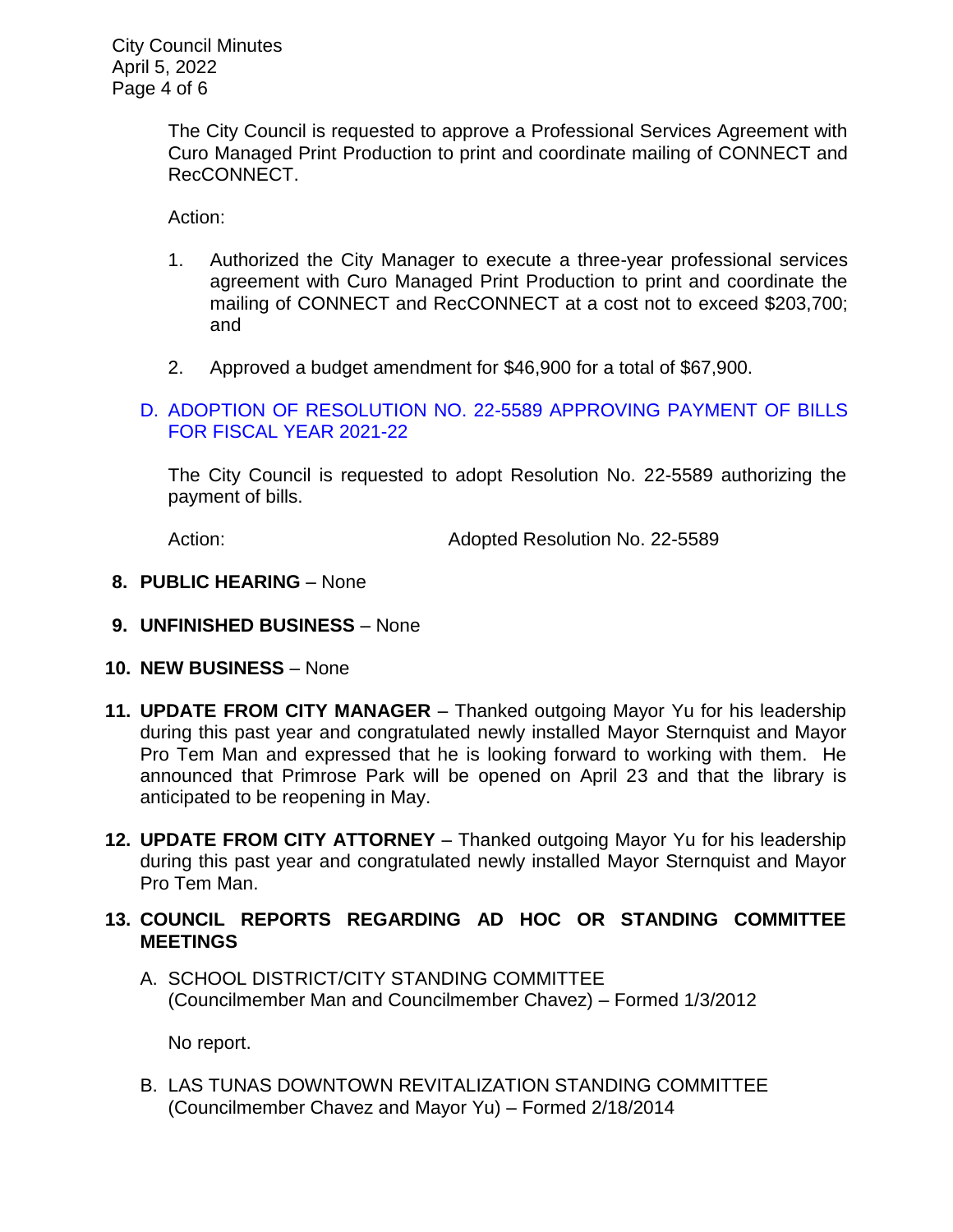The City Council is requested to approve a Professional Services Agreement with Curo Managed Print Production to print and coordinate mailing of CONNECT and RecCONNECT.

Action:

1. Authorized the City Manager to execute a three-year professional services agreement with Curo Managed Print Production to print and coordinate the mailing of CONNECT and RecCONNECT at a cost not to exceed $203,700; and

2. Approved a budget amendment for $46,900 for a total of $67,900.

D. ADOPTION OF RESOLUTION NO. 22-5589 APPROVING PAYMENT OF BILLS FOR FISCAL YEAR 2021-22

The City Council is requested to adopt Resolution No. 22-5589 authorizing the payment of bills.

Action: Adopted Resolution No. 22-5589

**8. PUBLIC HEARING** – None

**9. UNFINISHED BUSINESS** – None

**10. NEW BUSINESS** – None

**11. UPDATE FROM CITY MANAGER** – Thanked outgoing Mayor Yu for his leadership during this past year and congratulated newly installed Mayor Sternquist and Mayor Pro Tem Man and expressed that he is looking forward to working with them. He announced that Primrose Park will be opened on April 23 and that the library is anticipated to be reopening in May.

**12. UPDATE FROM CITY ATTORNEY** – Thanked outgoing Mayor Yu for his leadership during this past year and congratulated newly installed Mayor Sternquist and Mayor Pro Tem Man.

**13. COUNCIL REPORTS REGARDING AD HOC OR STANDING COMMITTEE MEETINGS**

A. SCHOOL DISTRICT/CITY STANDING COMMITTEE
(Councilmember Man and Councilmember Chavez) – Formed 1/3/2012

No report.

B. LAS TUNAS DOWNTOWN REVITALIZATION STANDING COMMITTEE
(Councilmember Chavez and Mayor Yu) – Formed 2/18/2014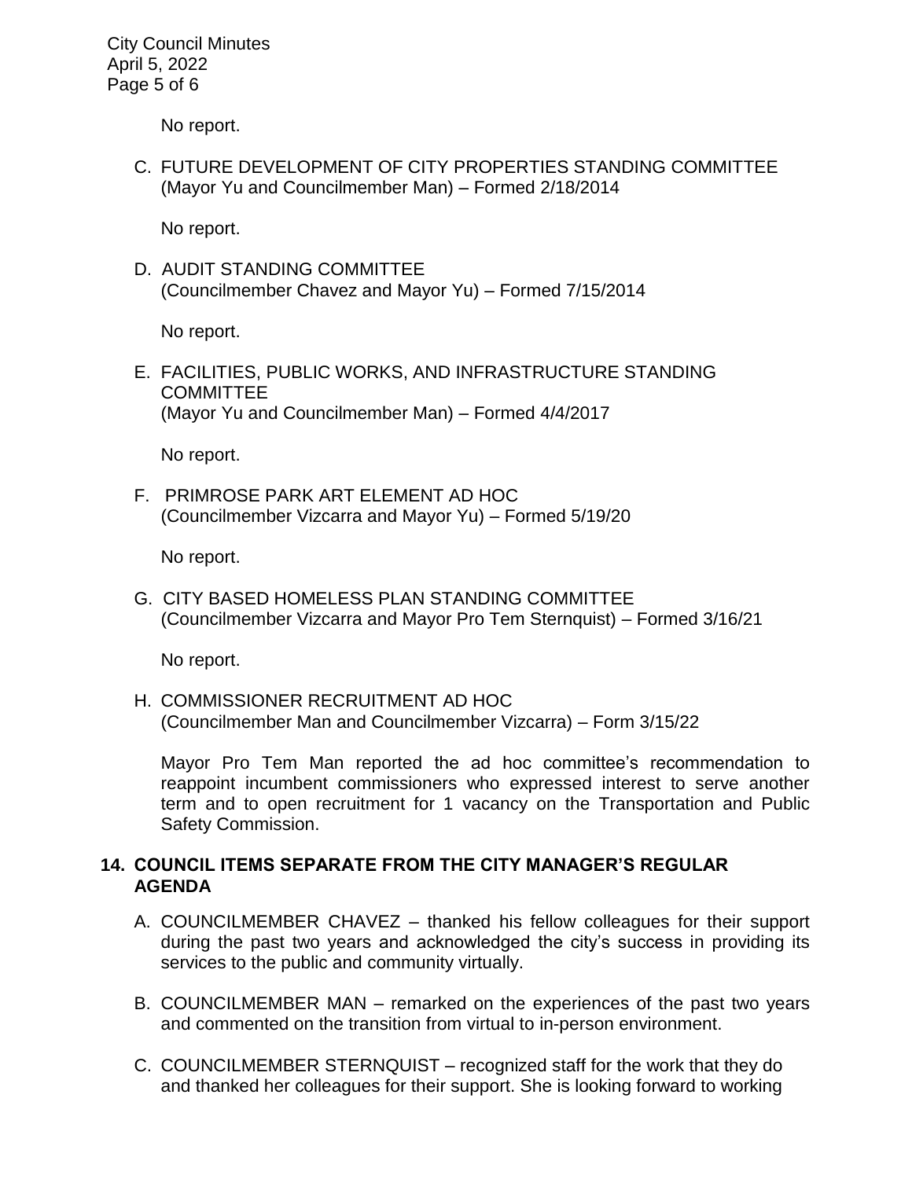No report.

C. FUTURE DEVELOPMENT OF CITY PROPERTIES STANDING COMMITTEE (Mayor Yu and Councilmember Man) – Formed 2/18/2014

   No report.

D. AUDIT STANDING COMMITTEE (Councilmember Chavez and Mayor Yu) – Formed 7/15/2014

   No report.

E. FACILITIES, PUBLIC WORKS, AND INFRASTRUCTURE STANDING COMMITTEE (Mayor Yu and Councilmember Man) – Formed 4/4/2017

   No report.

F. PRIMROSE PARK ART ELEMENT AD HOC (Councilmember Vizcarra and Mayor Yu) – Formed 5/19/20

   No report.

G. CITY BASED HOMELESS PLAN STANDING COMMITTEE (Councilmember Vizcarra and Mayor Pro Tem Sternquist) – Formed 3/16/21

   No report.

H. COMMISSIONER RECRUITMENT AD HOC (Councilmember Man and Councilmember Vizcarra) – Form 3/15/22

   Mayor Pro Tem Man reported the ad hoc committee's recommendation to reappoint incumbent commissioners who expressed interest to serve another term and to open recruitment for 1 vacancy on the Transportation and Public Safety Commission.

## 14. COUNCIL ITEMS SEPARATE FROM THE CITY MANAGER'S REGULAR AGENDA

A. COUNCILMEMBER CHAVEZ – thanked his fellow colleagues for their support during the past two years and acknowledged the city's success in providing its services to the public and community virtually.

B. COUNCILMEMBER MAN – remarked on the experiences of the past two years and commented on the transition from virtual to in-person environment.

C. COUNCILMEMBER STERNQUIST – recognized staff for the work that they do and thanked her colleagues for their support. She is looking forward to working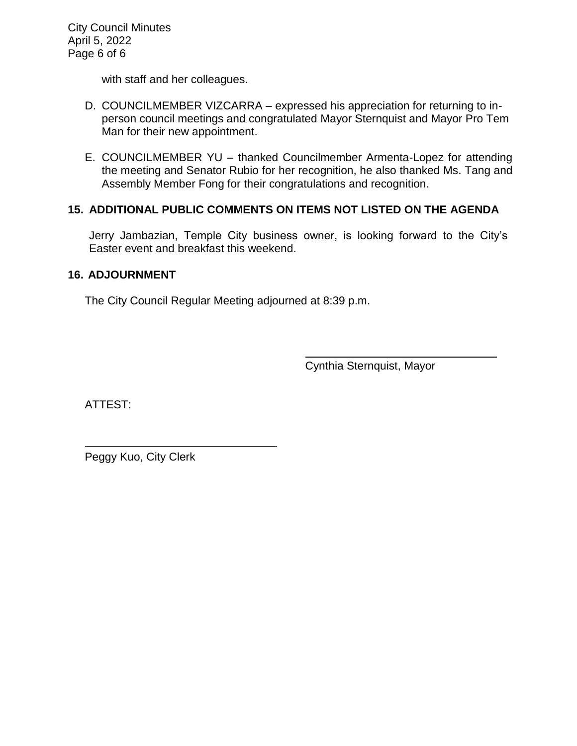with staff and her colleagues.

D. COUNCILMEMBER VIZCARRA – expressed his appreciation for returning to in-person council meetings and congratulated Mayor Sternquist and Mayor Pro Tem Man for their new appointment.

E. COUNCILMEMBER YU – thanked Councilmember Armenta-Lopez for attending the meeting and Senator Rubio for her recognition, he also thanked Ms. Tang and Assembly Member Fong for their congratulations and recognition.

## 15. ADDITIONAL PUBLIC COMMENTS ON ITEMS NOT LISTED ON THE AGENDA

Jerry Jambazian, Temple City business owner, is looking forward to the City's Easter event and breakfast this weekend.

## 16. ADJOURNMENT

The City Council Regular Meeting adjourned at 8:39 p.m.

\_\_\_\_\_\_\_\_\_\_\_\_\_\_\_\_\_\_\_\_\_\_\_\_\_\_\_\_\_\_\_\_
Cynthia Sternquist, Mayor

ATTEST:

\_\_\_\_\_\_\_\_\_\_\_\_\_\_\_\_\_\_\_\_\_\_\_\_\_\_\_\_\_\_\_\_
Peggy Kuo, City Clerk